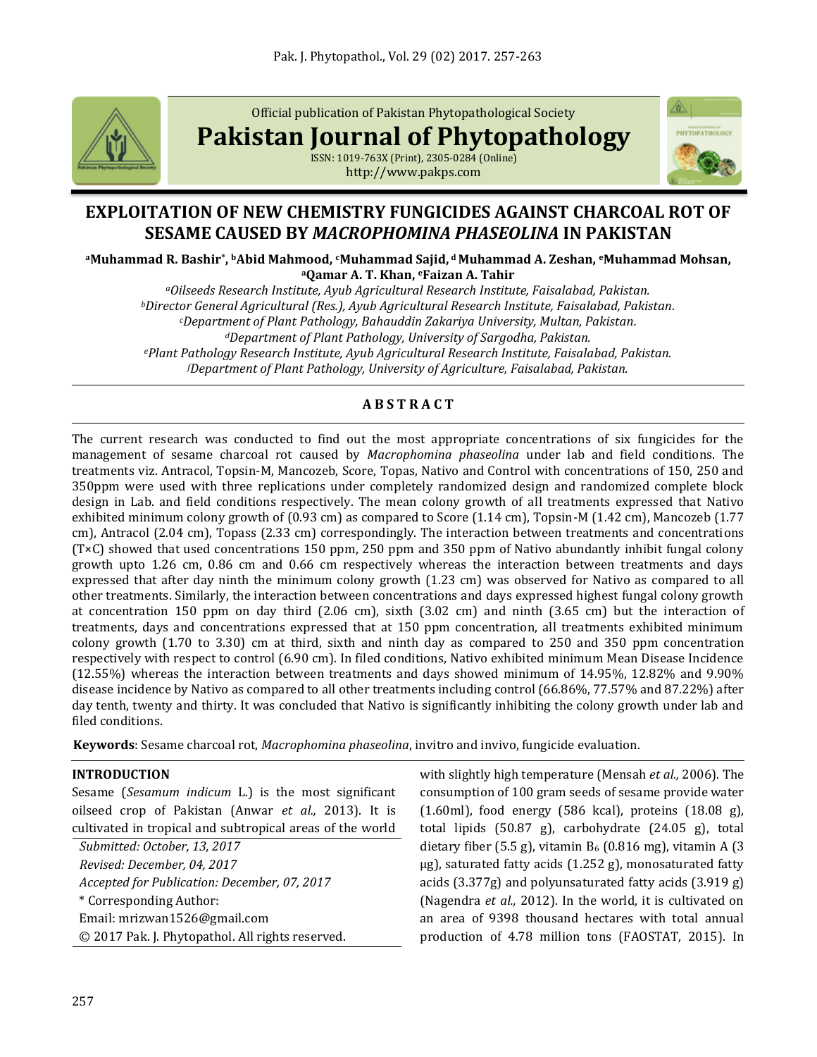Official publication of Pakistan Phytopathological Society

**Pakistan Journal of Phytopathology**

ISSN: 1019-763X (Print), 2305-0284 (Online)
http://www.pakps.com

# EXPLOITATION OF NEW CHEMISTRY FUNGICIDES AGAINST CHARCOAL ROT OF SESAME CAUSED BY *MACROPHOMINA PHASEOLINA* IN PAKISTAN

**[a]Muhammad R. Bashir*, [b]Abid Mahmood, [c]Muhammad Sajid, [d]Muhammad A. Zeshan, [e]Muhammad Mohsan, [a]Qamar A. T. Khan, [e]Faizan A. Tahir**

*[a]Oilseeds Research Institute, Ayub Agricultural Research Institute, Faisalabad, Pakistan.*
*[b]Director General Agricultural (Res.), Ayub Agricultural Research Institute, Faisalabad, Pakistan.*
*[c]Department of Plant Pathology, Bahauddin Zakariya University, Multan, Pakistan.*
*[d]Department of Plant Pathology, University of Sargodha, Pakistan.*
*[e]Plant Pathology Research Institute, Ayub Agricultural Research Institute, Faisalabad, Pakistan.*
*[f]Department of Plant Pathology, University of Agriculture, Faisalabad, Pakistan.*

## A B S T R A C T

The current research was conducted to find out the most appropriate concentrations of six fungicides for the management of sesame charcoal rot caused by *Macrophomina phaseolina* under lab and field conditions. The treatments viz. Antracol, Topsin-M, Mancozeb, Score, Topas, Nativo and Control with concentrations of 150, 250 and 350ppm were used with three replications under completely randomized design and randomized complete block design in Lab. and field conditions respectively. The mean colony growth of all treatments expressed that Nativo exhibited minimum colony growth of (0.93 cm) as compared to Score (1.14 cm), Topsin-M (1.42 cm), Mancozeb (1.77 cm), Antracol (2.04 cm), Topass (2.33 cm) correspondingly. The interaction between treatments and concentrations (T×C) showed that used concentrations 150 ppm, 250 ppm and 350 ppm of Nativo abundantly inhibit fungal colony growth upto 1.26 cm, 0.86 cm and 0.66 cm respectively whereas the interaction between treatments and days expressed that after day ninth the minimum colony growth (1.23 cm) was observed for Nativo as compared to all other treatments. Similarly, the interaction between concentrations and days expressed highest fungal colony growth at concentration 150 ppm on day third (2.06 cm), sixth (3.02 cm) and ninth (3.65 cm) but the interaction of treatments, days and concentrations expressed that at 150 ppm concentration, all treatments exhibited minimum colony growth (1.70 to 3.30) cm at third, sixth and ninth day as compared to 250 and 350 ppm concentration respectively with respect to control (6.90 cm). In filed conditions, Nativo exhibited minimum Mean Disease Incidence (12.55%) whereas the interaction between treatments and days showed minimum of 14.95%, 12.82% and 9.90% disease incidence by Nativo as compared to all other treatments including control (66.86%, 77.57% and 87.22%) after day tenth, twenty and thirty. It was concluded that Nativo is significantly inhibiting the colony growth under lab and filed conditions.

**Keywords**: Sesame charcoal rot, *Macrophomina phaseolina*, invitro and invivo, fungicide evaluation.

## INTRODUCTION

Sesame (*Sesamum indicum* L.) is the most significant oilseed crop of Pakistan (Anwar *et al.,* 2013). It is cultivated in tropical and subtropical areas of the world with slightly high temperature (Mensah *et al.,* 2006). The consumption of 100 gram seeds of sesame provide water (1.60ml), food energy (586 kcal), proteins (18.08 g), total lipids (50.87 g), carbohydrate (24.05 g), total dietary fiber (5.5 g), vitamin $B_6$ (0.816 mg), vitamin A (3 μg), saturated fatty acids (1.252 g), monosaturated fatty acids (3.377g) and polyunsaturated fatty acids (3.919 g) (Nagendra *et al.,* 2012). In the world, it is cultivated on an area of 9398 thousand hectares with total annual production of 4.78 million tons (FAOSTAT, 2015). In

*Submitted: October, 13, 2017*
*Revised: December, 04, 2017*
*Accepted for Publication: December, 07, 2017*
\* Corresponding Author:
Email: mrizwan1526@gmail.com
© 2017 Pak. J. Phytopathol. All rights reserved.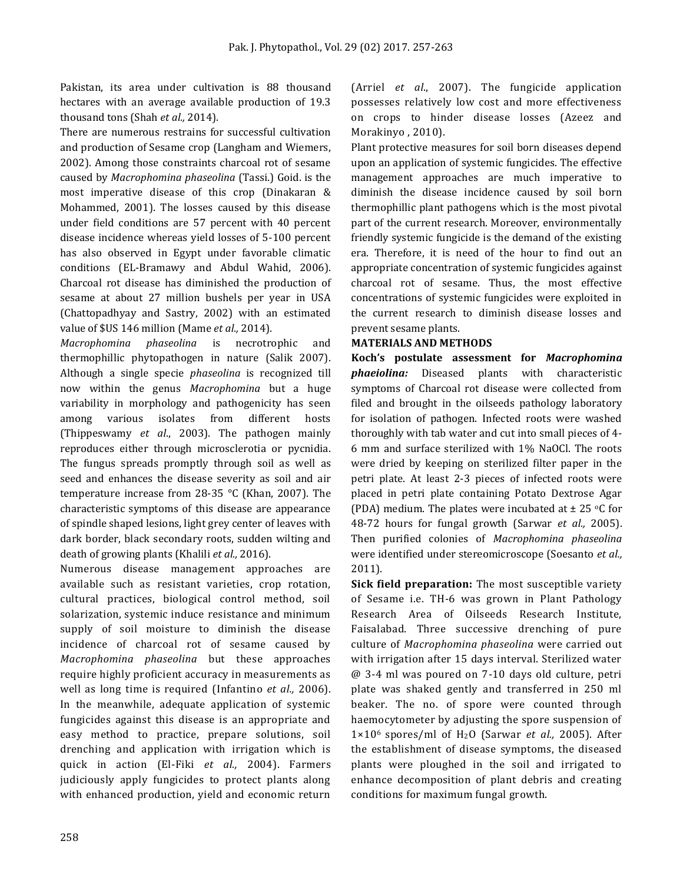Pakistan, its area under cultivation is 88 thousand hectares with an average available production of 19.3 thousand tons (Shah *et al.,* 2014).

There are numerous restrains for successful cultivation and production of Sesame crop (Langham and Wiemers, 2002). Among those constraints charcoal rot of sesame caused by *Macrophomina phaseolina* (Tassi.) Goid. is the most imperative disease of this crop (Dinakaran & Mohammed, 2001). The losses caused by this disease under field conditions are 57 percent with 40 percent disease incidence whereas yield losses of 5-100 percent has also observed in Egypt under favorable climatic conditions (EL-Bramawy and Abdul Wahid, 2006). Charcoal rot disease has diminished the production of sesame at about 27 million bushels per year in USA (Chattopadhyay and Sastry, 2002) with an estimated value of $US 146 million (Mame *et al.,* 2014).

*Macrophomina phaseolina* is necrotrophic and thermophillic phytopathogen in nature (Salik 2007). Although a single specie *phaseolina* is recognized till now within the genus *Macrophomina* but a huge variability in morphology and pathogenicity has seen among various isolates from different hosts (Thippeswamy *et al*., 2003). The pathogen mainly reproduces either through microsclerotia or pycnidia. The fungus spreads promptly through soil as well as seed and enhances the disease severity as soil and air temperature increase from 28-35 °C (Khan, 2007). The characteristic symptoms of this disease are appearance of spindle shaped lesions, light grey center of leaves with dark border, black secondary roots, sudden wilting and death of growing plants (Khalili *et al.,* 2016).

Numerous disease management approaches are available such as resistant varieties, crop rotation, cultural practices, biological control method, soil solarization, systemic induce resistance and minimum supply of soil moisture to diminish the disease incidence of charcoal rot of sesame caused by *Macrophomina phaseolina* but these approaches require highly proficient accuracy in measurements as well as long time is required (Infantino *et al.,* 2006). In the meanwhile, adequate application of systemic fungicides against this disease is an appropriate and easy method to practice, prepare solutions, soil drenching and application with irrigation which is quick in action (El-Fiki *et al.,* 2004). Farmers judiciously apply fungicides to protect plants along with enhanced production, yield and economic return (Arriel *et al*., 2007). The fungicide application possesses relatively low cost and more effectiveness on crops to hinder disease losses (Azeez and Morakinyo , 2010).

Plant protective measures for soil born diseases depend upon an application of systemic fungicides. The effective management approaches are much imperative to diminish the disease incidence caused by soil born thermophillic plant pathogens which is the most pivotal part of the current research. Moreover, environmentally friendly systemic fungicide is the demand of the existing era. Therefore, it is need of the hour to find out an appropriate concentration of systemic fungicides against charcoal rot of sesame. Thus, the most effective concentrations of systemic fungicides were exploited in the current research to diminish disease losses and prevent sesame plants.

## MATERIALS AND METHODS

**Koch's postulate assessment for *Macrophomina phaeiolina:*** Diseased plants with characteristic symptoms of Charcoal rot disease were collected from filed and brought in the oilseeds pathology laboratory for isolation of pathogen. Infected roots were washed thoroughly with tab water and cut into small pieces of 4-6 mm and surface sterilized with 1% NaOCl. The roots were dried by keeping on sterilized filter paper in the petri plate. At least 2-3 pieces of infected roots were placed in petri plate containing Potato Dextrose Agar (PDA) medium. The plates were incubated at ± 25 °C for 48-72 hours for fungal growth (Sarwar *et al.,* 2005). Then purified colonies of *Macrophomina phaseolina* were identified under stereomicroscope (Soesanto *et al.,* 2011).

**Sick field preparation:** The most susceptible variety of Sesame i.e. TH-6 was grown in Plant Pathology Research Area of Oilseeds Research Institute, Faisalabad. Three successive drenching of pure culture of *Macrophomina phaseolina* were carried out with irrigation after 15 days interval. Sterilized water @ 3-4 ml was poured on 7-10 days old culture, petri plate was shaked gently and transferred in 250 ml beaker. The no. of spore were counted through haemocytometer by adjusting the spore suspension of $1\times10^6$ spores/ml of $H_2O$ (Sarwar *et al.,* 2005). After the establishment of disease symptoms, the diseased plants were ploughed in the soil and irrigated to enhance decomposition of plant debris and creating conditions for maximum fungal growth.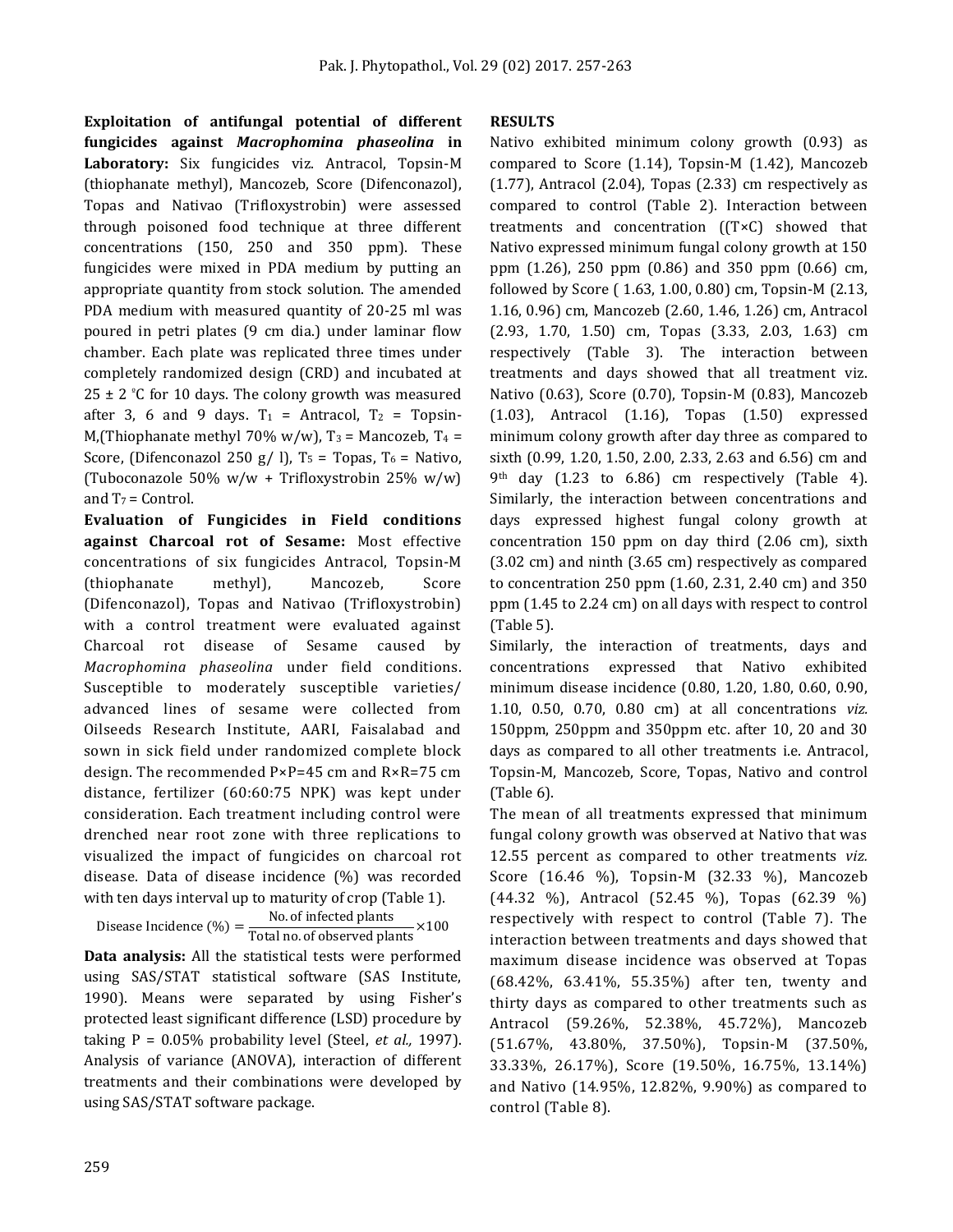**Exploitation of antifungal potential of different fungicides against *Macrophomina phaseolina* in Laboratory:** Six fungicides viz. Antracol, Topsin-M (thiophanate methyl), Mancozeb, Score (Difenconazol), Topas and Nativao (Trifloxystrobin) were assessed through poisoned food technique at three different concentrations (150, 250 and 350 ppm). These fungicides were mixed in PDA medium by putting an appropriate quantity from stock solution. The amended PDA medium with measured quantity of 20-25 ml was poured in petri plates (9 cm dia.) under laminar flow chamber. Each plate was replicated three times under completely randomized design (CRD) and incubated at 25 ± 2 °C for 10 days. The colony growth was measured after 3, 6 and 9 days. $T_1$ = Antracol, $T_2$ = Topsin-M,(Thiophanate methyl 70% w/w), $T_3$ = Mancozeb, $T_4$ = Score, (Difenconazol 250 g/ l), $T_5$ = Topas, $T_6$ = Nativo, (Tuboconazole 50% w/w + Trifloxystrobin 25% w/w) and $T_7$ = Control.

**Evaluation of Fungicides in Field conditions against Charcoal rot of Sesame:** Most effective concentrations of six fungicides Antracol, Topsin-M (thiophanate methyl), Mancozeb, Score (Difenconazol), Topas and Nativao (Trifloxystrobin) with a control treatment were evaluated against Charcoal rot disease of Sesame caused by *Macrophomina phaseolina* under field conditions. Susceptible to moderately susceptible varieties/ advanced lines of sesame were collected from Oilseeds Research Institute, AARI, Faisalabad and sown in sick field under randomized complete block design. The recommended P×P=45 cm and R×R=75 cm distance, fertilizer (60:60:75 NPK) was kept under consideration. Each treatment including control were drenched near root zone with three replications to visualized the impact of fungicides on charcoal rot disease. Data of disease incidence (%) was recorded with ten days interval up to maturity of crop (Table 1).

$$\text{Disease Incidence (\%)} = \frac{\text{No. of infected plants}}{\text{Total no. of observed plants}} \times 100$$

**Data analysis:** All the statistical tests were performed using SAS/STAT statistical software (SAS Institute, 1990). Means were separated by using Fisher's protected least significant difference (LSD) procedure by taking P = 0.05% probability level (Steel, *et al.,* 1997). Analysis of variance (ANOVA), interaction of different treatments and their combinations were developed by using SAS/STAT software package.

**RESULTS**

Nativo exhibited minimum colony growth (0.93) as compared to Score (1.14), Topsin-M (1.42), Mancozeb (1.77), Antracol (2.04), Topas (2.33) cm respectively as compared to control (Table 2). Interaction between treatments and concentration ((T×C) showed that Nativo expressed minimum fungal colony growth at 150 ppm (1.26), 250 ppm (0.86) and 350 ppm (0.66) cm, followed by Score ( 1.63, 1.00, 0.80) cm, Topsin-M (2.13, 1.16, 0.96) cm, Mancozeb (2.60, 1.46, 1.26) cm, Antracol (2.93, 1.70, 1.50) cm, Topas (3.33, 2.03, 1.63) cm respectively (Table 3). The interaction between treatments and days showed that all treatment viz. Nativo (0.63), Score (0.70), Topsin-M (0.83), Mancozeb (1.03), Antracol (1.16), Topas (1.50) expressed minimum colony growth after day three as compared to sixth (0.99, 1.20, 1.50, 2.00, 2.33, 2.63 and 6.56) cm and 9th day (1.23 to 6.86) cm respectively (Table 4). Similarly, the interaction between concentrations and days expressed highest fungal colony growth at concentration 150 ppm on day third (2.06 cm), sixth (3.02 cm) and ninth (3.65 cm) respectively as compared to concentration 250 ppm (1.60, 2.31, 2.40 cm) and 350 ppm (1.45 to 2.24 cm) on all days with respect to control (Table 5).

Similarly, the interaction of treatments, days and concentrations expressed that Nativo exhibited minimum disease incidence (0.80, 1.20, 1.80, 0.60, 0.90, 1.10, 0.50, 0.70, 0.80 cm) at all concentrations *viz.* 150ppm, 250ppm and 350ppm etc. after 10, 20 and 30 days as compared to all other treatments i.e. Antracol, Topsin-M, Mancozeb, Score, Topas, Nativo and control (Table 6).

The mean of all treatments expressed that minimum fungal colony growth was observed at Nativo that was 12.55 percent as compared to other treatments *viz.* Score (16.46 %), Topsin-M (32.33 %), Mancozeb (44.32 %), Antracol (52.45 %), Topas (62.39 %) respectively with respect to control (Table 7). The interaction between treatments and days showed that maximum disease incidence was observed at Topas (68.42%, 63.41%, 55.35%) after ten, twenty and thirty days as compared to other treatments such as Antracol (59.26%, 52.38%, 45.72%), Mancozeb (51.67%, 43.80%, 37.50%), Topsin-M (37.50%, 33.33%, 26.17%), Score (19.50%, 16.75%, 13.14%) and Nativo (14.95%, 12.82%, 9.90%) as compared to control (Table 8).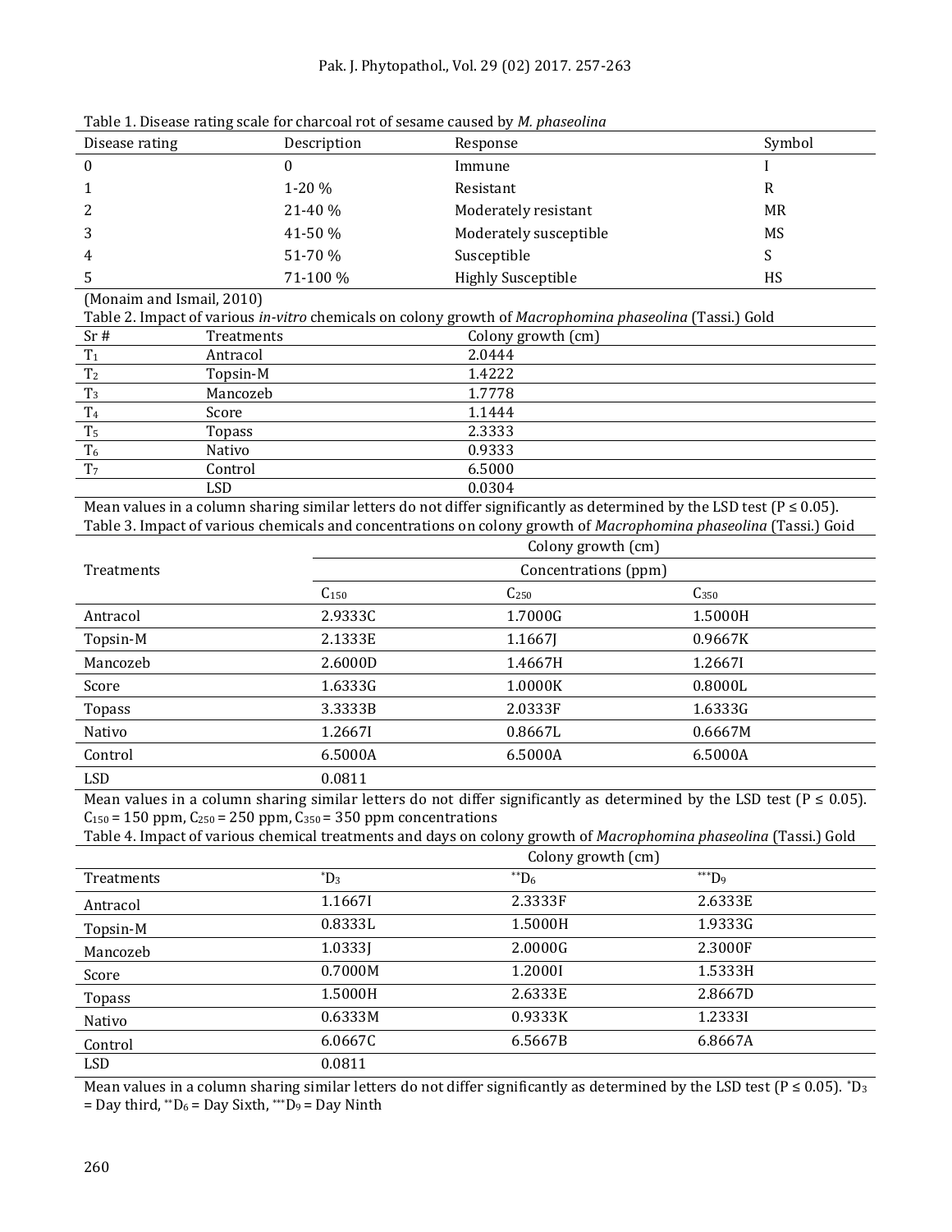Table 1. Disease rating scale for charcoal rot of sesame caused by *M. phaseolina*

| Disease rating | Description | Response | Symbol |
|---|---|---|---|
| 0 | 0 | Immune | I |
| 1 | 1-20 % | Resistant | R |
| 2 | 21-40 % | Moderately resistant | MR |
| 3 | 41-50 % | Moderately susceptible | MS |
| 4 | 51-70 % | Susceptible | S |
| 5 | 71-100 % | Highly Susceptible | HS |

(Monaim and Ismail, 2010)

Table 2. Impact of various *in-vitro* chemicals on colony growth of *Macrophomina phaseolina* (Tassi.) Gold

| Sr # | Treatments | Colony growth (cm) |
|---|---|---|
| $T_1$ | Antracol | 2.0444 |
| $T_2$ | Topsin-M | 1.4222 |
| $T_3$ | Mancozeb | 1.7778 |
| $T_4$ | Score | 1.1444 |
| $T_5$ | Topass | 2.3333 |
| $T_6$ | Nativo | 0.9333 |
| $T_7$ | Control | 6.5000 |
| | LSD | 0.0304 |

Mean values in a column sharing similar letters do not differ significantly as determined by the LSD test ($P \leq 0.05$).

Table 3. Impact of various chemicals and concentrations on colony growth of *Macrophomina phaseolina* (Tassi.) Goid

| Treatments | Colony growth (cm) | | |
|---|---|---|---|
| | Concentrations (ppm) | | |
| | $C_{150}$ | $C_{250}$ | $C_{350}$ |
| Antracol | 2.9333C | 1.7000G | 1.5000H |
| Topsin-M | 2.1333E | 1.1667J | 0.9667K |
| Mancozeb | 2.6000D | 1.4667H | 1.2667I |
| Score | 1.6333G | 1.0000K | 0.8000L |
| Topass | 3.3333B | 2.0333F | 1.6333G |
| Nativo | 1.2667I | 0.8667L | 0.6667M |
| Control | 6.5000A | 6.5000A | 6.5000A |
| LSD | 0.0811 | | |

Mean values in a column sharing similar letters do not differ significantly as determined by the LSD test ($P \leq 0.05$). $C_{150}$ = 150 ppm, $C_{250}$ = 250 ppm, $C_{350}$ = 350 ppm concentrations

Table 4. Impact of various chemical treatments and days on colony growth of *Macrophomina phaseolina* (Tassi.) Gold

| | Colony growth (cm) | | |
|---|---|---|---|
| Treatments | *$D_3$ | **$D_6$ | ***$D_9$ |
| Antracol | 1.1667I | 2.3333F | 2.6333E |
| Topsin-M | 0.8333L | 1.5000H | 1.9333G |
| Mancozeb | 1.0333J | 2.0000G | 2.3000F |
| Score | 0.7000M | 1.2000I | 1.5333H |
| Topass | 1.5000H | 2.6333E | 2.8667D |
| Nativo | 0.6333M | 0.9333K | 1.2333I |
| Control | 6.0667C | 6.5667B | 6.8667A |
| LSD | 0.0811 | | |

Mean values in a column sharing similar letters do not differ significantly as determined by the LSD test ($P \leq 0.05$). *$D_3$ = Day third, **$D_6$ = Day Sixth, ***$D_9$ = Day Ninth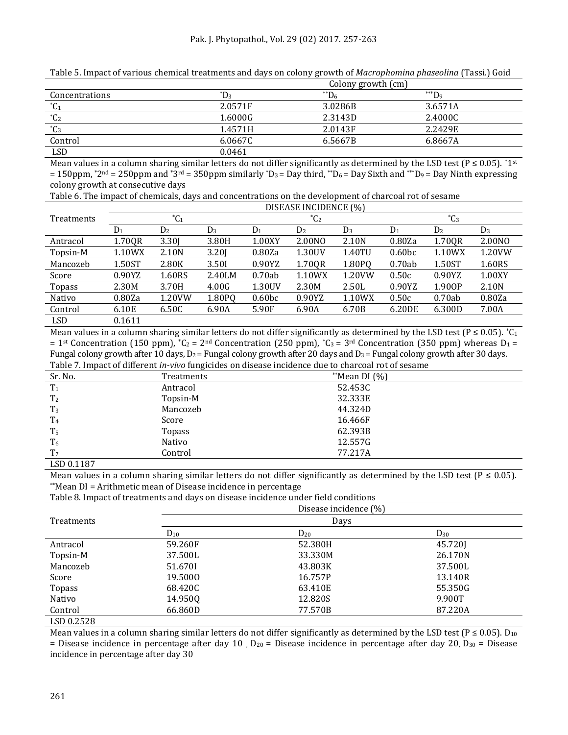Table 5. Impact of various chemical treatments and days on colony growth of *Macrophomina phaseolina* (Tassi.) Goid

| | Colony growth (cm) | | |
|---|---|---|---|
| Concentrations | *$D_3$ | **$D_6$ | ***$D_9$ |
| *$C_1$ | 2.0571F | 3.0286B | 3.6571A |
| *$C_2$ | 1.6000G | 2.3143D | 2.4000C |
| *$C_3$ | 1.4571H | 2.0143F | 2.2429E |
| Control | 6.0667C | 6.5667B | 6.8667A |
| LSD | 0.0461 | | |

Mean values in a column sharing similar letters do not differ significantly as determined by the LSD test (P ≤ 0.05). *1st = 150ppm, *2nd = 250ppm and *3rd = 350ppm similarly *$D_3$ = Day third, **$D_6$ = Day Sixth and ***$D_9$ = Day Ninth expressing colony growth at consecutive days

Table 6. The impact of chemicals, days and concentrations on the development of charcoal rot of sesame

| Treatments | DISEASE INCIDENCE (%) | | | | | | | | |
|---|---|---|---|---|---|---|---|---|---|
| | *$C_1$ | | | *$C_2$ | | | *$C_3$ | | |
| | $D_1$ | $D_2$ | $D_3$ | $D_1$ | $D_2$ | $D_3$ | $D_1$ | $D_2$ | $D_3$ |
| Antracol | 1.70QR | 3.30J | 3.80H | 1.00XY | 2.00NO | 2.10N | 0.80Za | 1.70QR | 2.00NO |
| Topsin-M | 1.10WX | 2.10N | 3.20J | 0.80Za | 1.30UV | 1.40TU | 0.60bc | 1.10WX | 1.20VW |
| Mancozeb | 1.50ST | 2.80K | 3.50I | 0.90YZ | 1.70QR | 1.80PQ | 0.70ab | 1.50ST | 1.60RS |
| Score | 0.90YZ | 1.60RS | 2.40LM | 0.70ab | 1.10WX | 1.20VW | 0.50c | 0.90YZ | 1.00XY |
| Topass | 2.30M | 3.70H | 4.00G | 1.30UV | 2.30M | 2.50L | 0.90YZ | 1.90OP | 2.10N |
| Nativo | 0.80Za | 1.20VW | 1.80PQ | 0.60bc | 0.90YZ | 1.10WX | 0.50c | 0.70ab | 0.80Za |
| Control | 6.10E | 6.50C | 6.90A | 5.90F | 6.90A | 6.70B | 6.20DE | 6.300D | 7.00A |
| LSD | 0.1611 | | | | | | | | |

Mean values in a column sharing similar letters do not differ significantly as determined by the LSD test (P ≤ 0.05). *$C_1$ = 1st Concentration (150 ppm), *$C_2$ = 2nd Concentration (250 ppm), *$C_3$ = 3rd Concentration (350 ppm) whereas $D_1$ = Fungal colony growth after 10 days, $D_2$ = Fungal colony growth after 20 days and $D_3$ = Fungal colony growth after 30 days.

Table 7. Impact of different *in-vivo* fungicides on disease incidence due to charcoal rot of sesame

| Sr. No. | Treatments | **Mean DI (%) |
|---|---|---|
| $T_1$ | Antracol | 52.453C |
| $T_2$ | Topsin-M | 32.333E |
| $T_3$ | Mancozeb | 44.324D |
| $T_4$ | Score | 16.466F |
| $T_5$ | Topass | 62.393B |
| $T_6$ | Nativo | 12.557G |
| $T_7$ | Control | 77.217A |
| LSD 0.1187 | | |

Mean values in a column sharing similar letters do not differ significantly as determined by the LSD test (P ≤ 0.05). **Mean DI = Arithmetic mean of Disease incidence in percentage

Table 8. Impact of treatments and days on disease incidence under field conditions

| Treatments | Disease incidence (%) | | |
|---|---|---|---|
| | Days | | |
| | $D_{10}$ | $D_{20}$ | $D_{30}$ |
| Antracol | 59.260F | 52.380H | 45.720J |
| Topsin-M | 37.500L | 33.330M | 26.170N |
| Mancozeb | 51.670I | 43.803K | 37.500L |
| Score | 19.500O | 16.757P | 13.140R |
| Topass | 68.420C | 63.410E | 55.350G |
| Nativo | 14.950Q | 12.820S | 9.900T |
| Control | 66.860D | 77.570B | 87.220A |
| LSD 0.2528 | | | |

Mean values in a column sharing similar letters do not differ significantly as determined by the LSD test (P ≤ 0.05). $D_{10}$ = Disease incidence in percentage after day 10 , $D_{20}$ = Disease incidence in percentage after day 20, $D_{30}$ = Disease incidence in percentage after day 30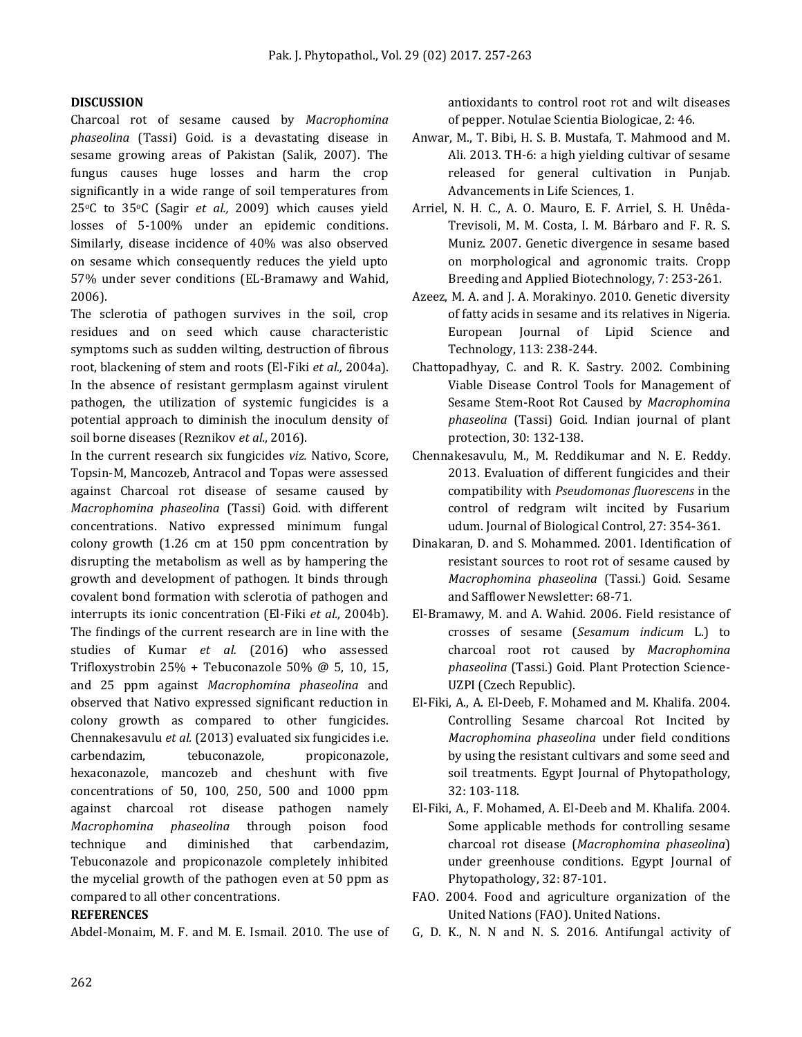## DISCUSSION

Charcoal rot of sesame caused by *Macrophomina phaseolina* (Tassi) Goid. is a devastating disease in sesame growing areas of Pakistan (Salik, 2007). The fungus causes huge losses and harm the crop significantly in a wide range of soil temperatures from 25°C to 35°C (Sagir *et al.,* 2009) which causes yield losses of 5-100% under an epidemic conditions. Similarly, disease incidence of 40% was also observed on sesame which consequently reduces the yield upto 57% under sever conditions (EL-Bramawy and Wahid, 2006).

The sclerotia of pathogen survives in the soil, crop residues and on seed which cause characteristic symptoms such as sudden wilting, destruction of fibrous root, blackening of stem and roots (El-Fiki *et al.,* 2004a). In the absence of resistant germplasm against virulent pathogen, the utilization of systemic fungicides is a potential approach to diminish the inoculum density of soil borne diseases (Reznikov *et al.,* 2016).

In the current research six fungicides *viz.* Nativo, Score, Topsin-M, Mancozeb, Antracol and Topas were assessed against Charcoal rot disease of sesame caused by *Macrophomina phaseolina* (Tassi) Goid. with different concentrations. Nativo expressed minimum fungal colony growth (1.26 cm at 150 ppm concentration by disrupting the metabolism as well as by hampering the growth and development of pathogen. It binds through covalent bond formation with sclerotia of pathogen and interrupts its ionic concentration (El-Fiki *et al.,* 2004b). The findings of the current research are in line with the studies of Kumar *et al.* (2016) who assessed Trifloxystrobin 25% + Tebuconazole 50% @ 5, 10, 15, and 25 ppm against *Macrophomina phaseolina* and observed that Nativo expressed significant reduction in colony growth as compared to other fungicides. Chennakesavulu *et al.* (2013) evaluated six fungicides i.e. carbendazim, tebuconazole, propiconazole, hexaconazole, mancozeb and cheshunt with five concentrations of 50, 100, 250, 500 and 1000 ppm against charcoal rot disease pathogen namely *Macrophomina phaseolina* through poison food technique and diminished that carbendazim, Tebuconazole and propiconazole completely inhibited the mycelial growth of the pathogen even at 50 ppm as compared to all other concentrations.

## REFERENCES

Abdel-Monaim, M. F. and M. E. Ismail. 2010. The use of antioxidants to control root rot and wilt diseases of pepper. Notulae Scientia Biologicae, 2: 46.

Anwar, M., T. Bibi, H. S. B. Mustafa, T. Mahmood and M. Ali. 2013. TH-6: a high yielding cultivar of sesame released for general cultivation in Punjab. Advancements in Life Sciences, 1.

Arriel, N. H. C., A. O. Mauro, E. F. Arriel, S. H. Unêda-Trevisoli, M. M. Costa, I. M. Bárbaro and F. R. S. Muniz. 2007. Genetic divergence in sesame based on morphological and agronomic traits. Cropp Breeding and Applied Biotechnology, 7: 253-261.

Azeez, M. A. and J. A. Morakinyo. 2010. Genetic diversity of fatty acids in sesame and its relatives in Nigeria. European Journal of Lipid Science and Technology, 113: 238-244.

Chattopadhyay, C. and R. K. Sastry. 2002. Combining Viable Disease Control Tools for Management of Sesame Stem-Root Rot Caused by *Macrophomina phaseolina* (Tassi) Goid. Indian journal of plant protection, 30: 132-138.

Chennakesavulu, M., M. Reddikumar and N. E. Reddy. 2013. Evaluation of different fungicides and their compatibility with *Pseudomonas fluorescens* in the control of redgram wilt incited by Fusarium udum. Journal of Biological Control, 27: 354-361.

Dinakaran, D. and S. Mohammed. 2001. Identification of resistant sources to root rot of sesame caused by *Macrophomina phaseolina* (Tassi.) Goid. Sesame and Safflower Newsletter: 68-71.

El-Bramawy, M. and A. Wahid. 2006. Field resistance of crosses of sesame (*Sesamum indicum* L.) to charcoal root rot caused by *Macrophomina phaseolina* (Tassi.) Goid. Plant Protection Science-UZPI (Czech Republic).

El-Fiki, A., A. El-Deeb, F. Mohamed and M. Khalifa. 2004. Controlling Sesame charcoal Rot Incited by *Macrophomina phaseolina* under field conditions by using the resistant cultivars and some seed and soil treatments. Egypt Journal of Phytopathology, 32: 103-118.

El-Fiki, A., F. Mohamed, A. El-Deeb and M. Khalifa. 2004. Some applicable methods for controlling sesame charcoal rot disease (*Macrophomina phaseolina*) under greenhouse conditions. Egypt Journal of Phytopathology, 32: 87-101.

FAO. 2004. Food and agriculture organization of the United Nations (FAO). United Nations.

G, D. K., N. N and N. S. 2016. Antifungal activity of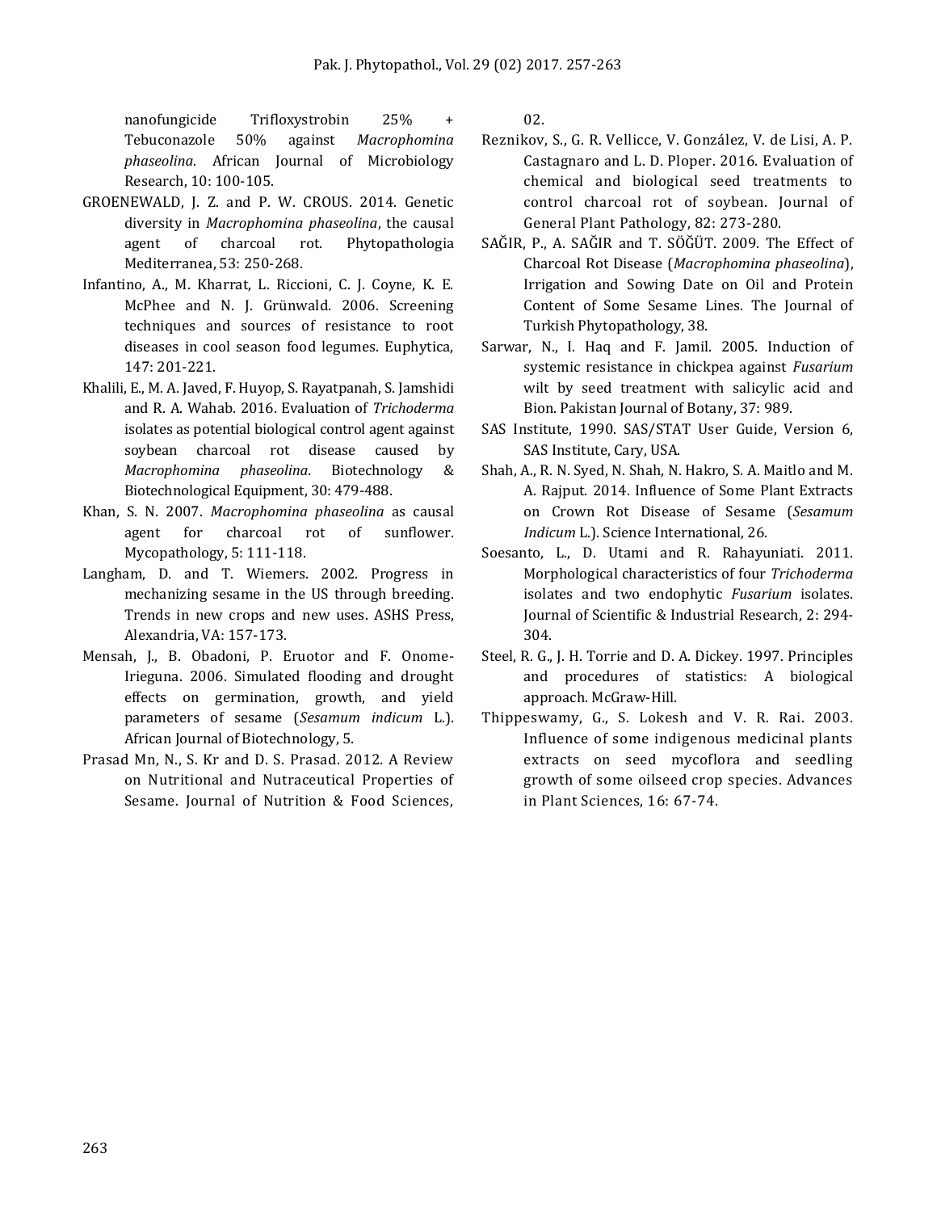nanofungicide Trifloxystrobin 25% + Tebuconazole 50% against *Macrophomina phaseolina*. African Journal of Microbiology Research, 10: 100-105.

GROENEWALD, J. Z. and P. W. CROUS. 2014. Genetic diversity in *Macrophomina phaseolina*, the causal agent of charcoal rot. Phytopathologia Mediterranea, 53: 250-268.

Infantino, A., M. Kharrat, L. Riccioni, C. J. Coyne, K. E. McPhee and N. J. Grünwald. 2006. Screening techniques and sources of resistance to root diseases in cool season food legumes. Euphytica, 147: 201-221.

Khalili, E., M. A. Javed, F. Huyop, S. Rayatpanah, S. Jamshidi and R. A. Wahab. 2016. Evaluation of *Trichoderma* isolates as potential biological control agent against soybean charcoal rot disease caused by *Macrophomina phaseolina*. Biotechnology & Biotechnological Equipment, 30: 479-488.

Khan, S. N. 2007. *Macrophomina phaseolina* as causal agent for charcoal rot of sunflower. Mycopathology, 5: 111-118.

Langham, D. and T. Wiemers. 2002. Progress in mechanizing sesame in the US through breeding. Trends in new crops and new uses. ASHS Press, Alexandria, VA: 157-173.

Mensah, J., B. Obadoni, P. Eruotor and F. Onome-Irieguna. 2006. Simulated flooding and drought effects on germination, growth, and yield parameters of sesame (*Sesamum indicum* L.). African Journal of Biotechnology, 5.

Prasad Mn, N., S. Kr and D. S. Prasad. 2012. A Review on Nutritional and Nutraceutical Properties of Sesame. Journal of Nutrition & Food Sciences, 02.

Reznikov, S., G. R. Vellicce, V. González, V. de Lisi, A. P. Castagnaro and L. D. Ploper. 2016. Evaluation of chemical and biological seed treatments to control charcoal rot of soybean. Journal of General Plant Pathology, 82: 273-280.

SAĞIR, P., A. SAĞIR and T. SÖĞÜT. 2009. The Effect of Charcoal Rot Disease (*Macrophomina phaseolina*), Irrigation and Sowing Date on Oil and Protein Content of Some Sesame Lines. The Journal of Turkish Phytopathology, 38.

Sarwar, N., I. Haq and F. Jamil. 2005. Induction of systemic resistance in chickpea against *Fusarium* wilt by seed treatment with salicylic acid and Bion. Pakistan Journal of Botany, 37: 989.

SAS Institute, 1990. SAS/STAT User Guide, Version 6, SAS Institute, Cary, USA.

Shah, A., R. N. Syed, N. Shah, N. Hakro, S. A. Maitlo and M. A. Rajput. 2014. Influence of Some Plant Extracts on Crown Rot Disease of Sesame (*Sesamum Indicum* L.). Science International, 26.

Soesanto, L., D. Utami and R. Rahayuniati. 2011. Morphological characteristics of four *Trichoderma* isolates and two endophytic *Fusarium* isolates. Journal of Scientific & Industrial Research, 2: 294-304.

Steel, R. G., J. H. Torrie and D. A. Dickey. 1997. Principles and procedures of statistics: A biological approach. McGraw-Hill.

Thippeswamy, G., S. Lokesh and V. R. Rai. 2003. Influence of some indigenous medicinal plants extracts on seed mycoflora and seedling growth of some oilseed crop species. Advances in Plant Sciences, 16: 67-74.